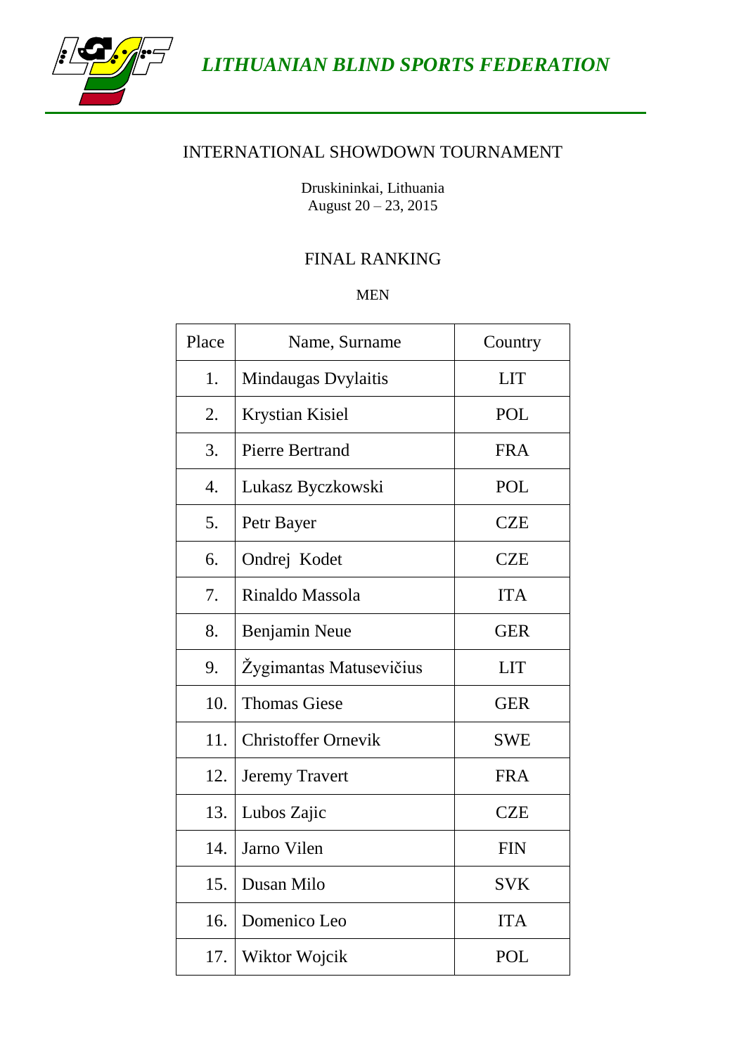*LITHUANIAN BLIND SPORTS FEDERATION*

# INTERNATIONAL SHOWDOWN TOURNAMENT

Druskininkai, Lithuania
August 20 – 23, 2015

## FINAL RANKING

### MEN

| Place | Name, Surname | Country |
|---|---|---|
| 1. | Mindaugas Dvylaitis | LIT |
| 2. | Krystian Kisiel | POL |
| 3. | Pierre Bertrand | FRA |
| 4. | Lukasz Byczkowski | POL |
| 5. | Petr Bayer | CZE |
| 6. | Ondrej Kodet | CZE |
| 7. | Rinaldo Massola | ITA |
| 8. | Benjamin Neue | GER |
| 9. | Žygimantas Matusevičius | LIT |
| 10. | Thomas Giese | GER |
| 11. | Christoffer Ornevik | SWE |
| 12. | Jeremy Travert | FRA |
| 13. | Lubos Zajic | CZE |
| 14. | Jarno Vilen | FIN |
| 15. | Dusan Milo | SVK |
| 16. | Domenico Leo | ITA |
| 17. | Wiktor Wojcik | POL |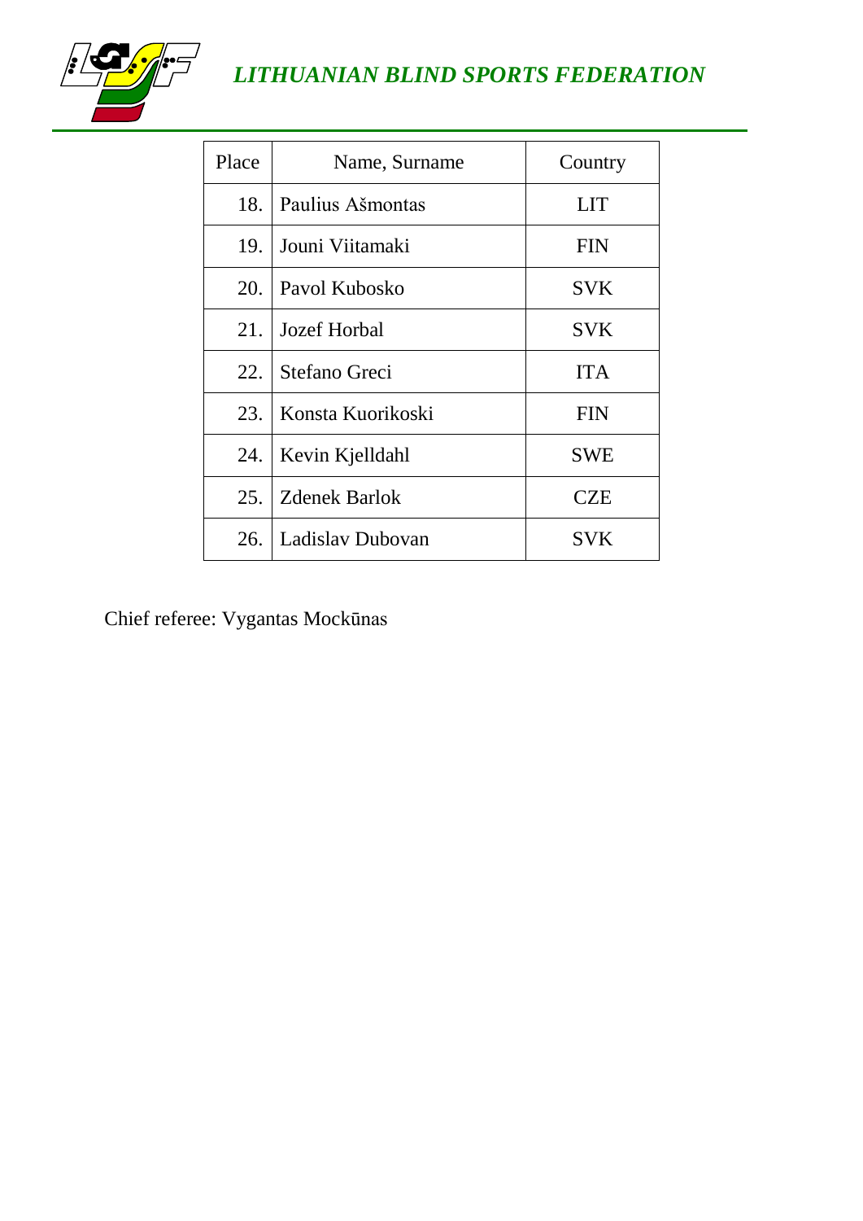| Place | Name, Surname | Country |
|---|---|---|
| 18. | Paulius Ašmontas | LIT |
| 19. | Jouni Viitamaki | FIN |
| 20. | Pavol Kubosko | SVK |
| 21. | Jozef Horbal | SVK |
| 22. | Stefano Greci | ITA |
| 23. | Konsta Kuorikoski | FIN |
| 24. | Kevin Kjelldahl | SWE |
| 25. | Zdenek Barlok | CZE |
| 26. | Ladislav Dubovan | SVK |

Chief referee: Vygantas Mockūnas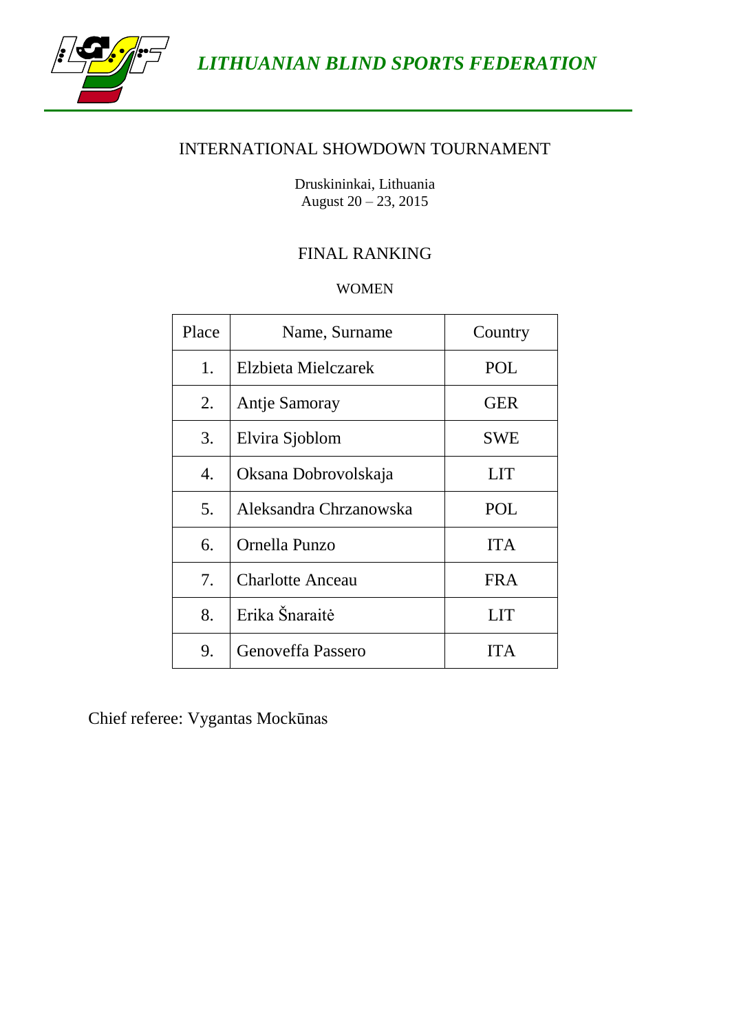*LITHUANIAN BLIND SPORTS FEDERATION*

# INTERNATIONAL SHOWDOWN TOURNAMENT

Druskininkai, Lithuania
August 20 – 23, 2015

## FINAL RANKING

### WOMEN

| Place | Name, Surname | Country |
|---|---|---|
| 1. | Elzbieta Mielczarek | POL |
| 2. | Antje Samoray | GER |
| 3. | Elvira Sjoblom | SWE |
| 4. | Oksana Dobrovolskaja | LIT |
| 5. | Aleksandra Chrzanowska | POL |
| 6. | Ornella Punzo | ITA |
| 7. | Charlotte Anceau | FRA |
| 8. | Erika Šnaraitė | LIT |
| 9. | Genoveffa Passero | ITA |

Chief referee: Vygantas Mockūnas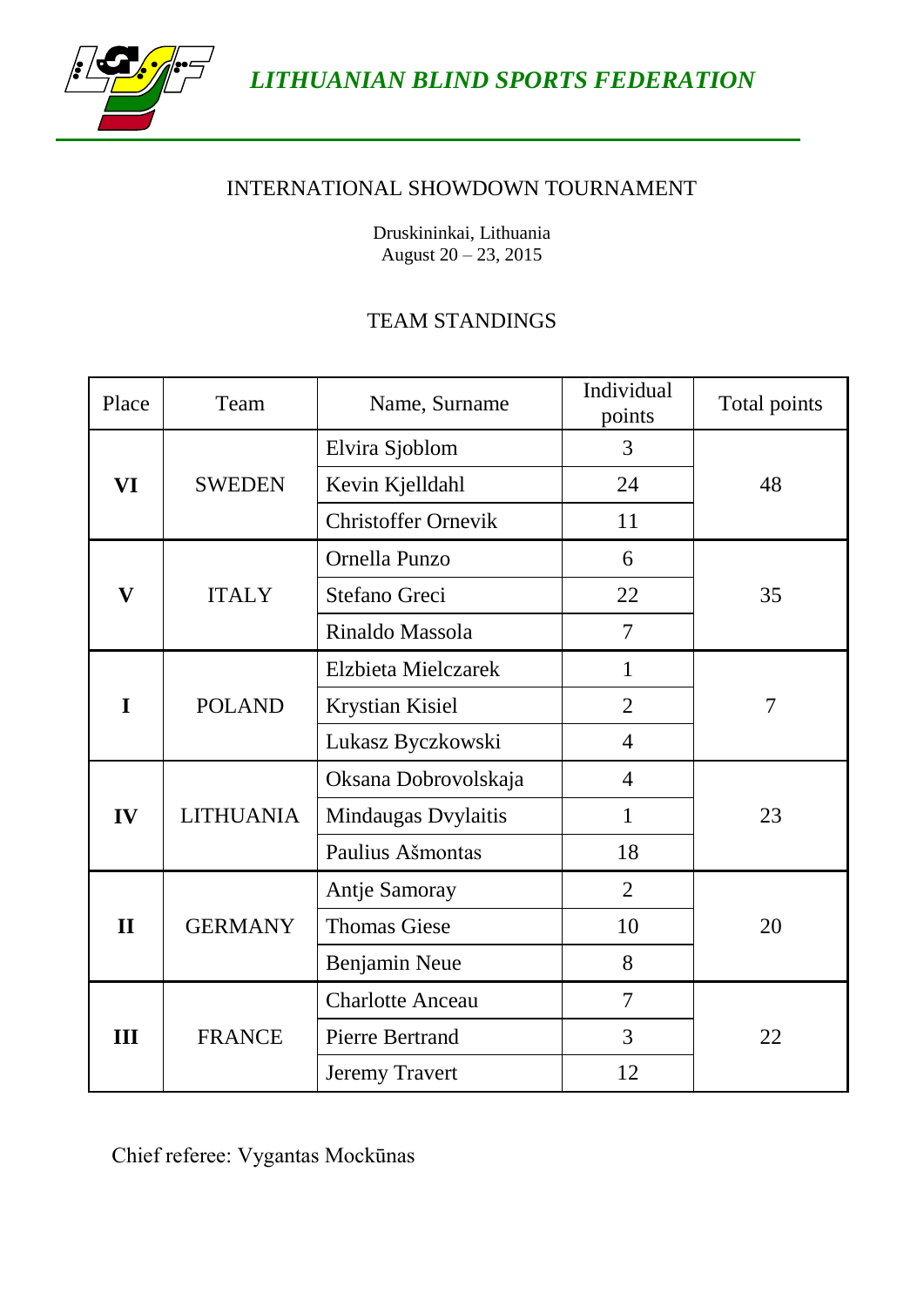*LITHUANIAN BLIND SPORTS FEDERATION*

INTERNATIONAL SHOWDOWN TOURNAMENT

Druskininkai, Lithuania
August 20 – 23, 2015

TEAM STANDINGS

| Place | Team | Name, Surname | Individual points | Total points |
|---|---|---|---|---|
| **VI** | SWEDEN | Elvira Sjoblom | 3 | 48 |
| | | Kevin Kjelldahl | 24 | |
| | | Christoffer Ornevik | 11 | |
| **V** | ITALY | Ornella Punzo | 6 | 35 |
| | | Stefano Greci | 22 | |
| | | Rinaldo Massola | 7 | |
| **I** | POLAND | Elzbieta Mielczarek | 1 | 7 |
| | | Krystian Kisiel | 2 | |
| | | Lukasz Byczkowski | 4 | |
| **IV** | LITHUANIA | Oksana Dobrovolskaja | 4 | 23 |
| | | Mindaugas Dvylaitis | 1 | |
| | | Paulius Ašmontas | 18 | |
| **II** | GERMANY | Antje Samoray | 2 | 20 |
| | | Thomas Giese | 10 | |
| | | Benjamin Neue | 8 | |
| **III** | FRANCE | Charlotte Anceau | 7 | 22 |
| | | Pierre Bertrand | 3 | |
| | | Jeremy Travert | 12 | |

Chief referee: Vygantas Mockūnas